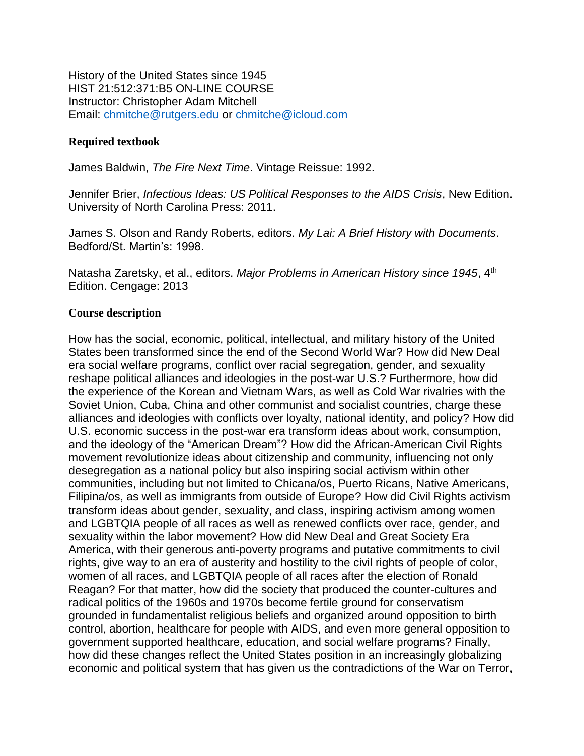History of the United States since 1945
HIST 21:512:371:B5 ON-LINE COURSE
Instructor: Christopher Adam Mitchell
Email: chmitche@rutgers.edu or chmitche@icloud.com

**Required textbook**

James Baldwin, *The Fire Next Time*. Vintage Reissue: 1992.

Jennifer Brier, *Infectious Ideas: US Political Responses to the AIDS Crisis*, New Edition. University of North Carolina Press: 2011.

James S. Olson and Randy Roberts, editors. *My Lai: A Brief History with Documents*. Bedford/St. Martin's: 1998.

Natasha Zaretsky, et al., editors. *Major Problems in American History since 1945*, 4th Edition. Cengage: 2013

**Course description**

How has the social, economic, political, intellectual, and military history of the United States been transformed since the end of the Second World War? How did New Deal era social welfare programs, conflict over racial segregation, gender, and sexuality reshape political alliances and ideologies in the post-war U.S.? Furthermore, how did the experience of the Korean and Vietnam Wars, as well as Cold War rivalries with the Soviet Union, Cuba, China and other communist and socialist countries, charge these alliances and ideologies with conflicts over loyalty, national identity, and policy? How did U.S. economic success in the post-war era transform ideas about work, consumption, and the ideology of the "American Dream"? How did the African-American Civil Rights movement revolutionize ideas about citizenship and community, influencing not only desegregation as a national policy but also inspiring social activism within other communities, including but not limited to Chicana/os, Puerto Ricans, Native Americans, Filipina/os, as well as immigrants from outside of Europe? How did Civil Rights activism transform ideas about gender, sexuality, and class, inspiring activism among women and LGBTQIA people of all races as well as renewed conflicts over race, gender, and sexuality within the labor movement? How did New Deal and Great Society Era America, with their generous anti-poverty programs and putative commitments to civil rights, give way to an era of austerity and hostility to the civil rights of people of color, women of all races, and LGBTQIA people of all races after the election of Ronald Reagan? For that matter, how did the society that produced the counter-cultures and radical politics of the 1960s and 1970s become fertile ground for conservatism grounded in fundamentalist religious beliefs and organized around opposition to birth control, abortion, healthcare for people with AIDS, and even more general opposition to government supported healthcare, education, and social welfare programs? Finally, how did these changes reflect the United States position in an increasingly globalizing economic and political system that has given us the contradictions of the War on Terror,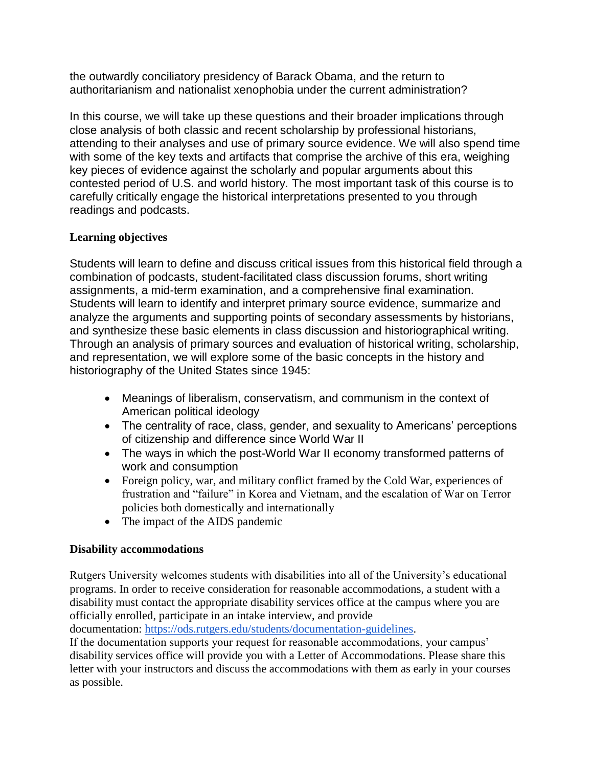the outwardly conciliatory presidency of Barack Obama, and the return to authoritarianism and nationalist xenophobia under the current administration?

In this course, we will take up these questions and their broader implications through close analysis of both classic and recent scholarship by professional historians, attending to their analyses and use of primary source evidence. We will also spend time with some of the key texts and artifacts that comprise the archive of this era, weighing key pieces of evidence against the scholarly and popular arguments about this contested period of U.S. and world history. The most important task of this course is to carefully critically engage the historical interpretations presented to you through readings and podcasts.

**Learning objectives**

Students will learn to define and discuss critical issues from this historical field through a combination of podcasts, student-facilitated class discussion forums, short writing assignments, a mid-term examination, and a comprehensive final examination. Students will learn to identify and interpret primary source evidence, summarize and analyze the arguments and supporting points of secondary assessments by historians, and synthesize these basic elements in class discussion and historiographical writing. Through an analysis of primary sources and evaluation of historical writing, scholarship, and representation, we will explore some of the basic concepts in the history and historiography of the United States since 1945:

- Meanings of liberalism, conservatism, and communism in the context of American political ideology
- The centrality of race, class, gender, and sexuality to Americans' perceptions of citizenship and difference since World War II
- The ways in which the post-World War II economy transformed patterns of work and consumption
- Foreign policy, war, and military conflict framed by the Cold War, experiences of frustration and "failure" in Korea and Vietnam, and the escalation of War on Terror policies both domestically and internationally
- The impact of the AIDS pandemic

**Disability accommodations**

Rutgers University welcomes students with disabilities into all of the University's educational programs. In order to receive consideration for reasonable accommodations, a student with a disability must contact the appropriate disability services office at the campus where you are officially enrolled, participate in an intake interview, and provide documentation: https://ods.rutgers.edu/students/documentation-guidelines.
If the documentation supports your request for reasonable accommodations, your campus' disability services office will provide you with a Letter of Accommodations. Please share this letter with your instructors and discuss the accommodations with them as early in your courses as possible.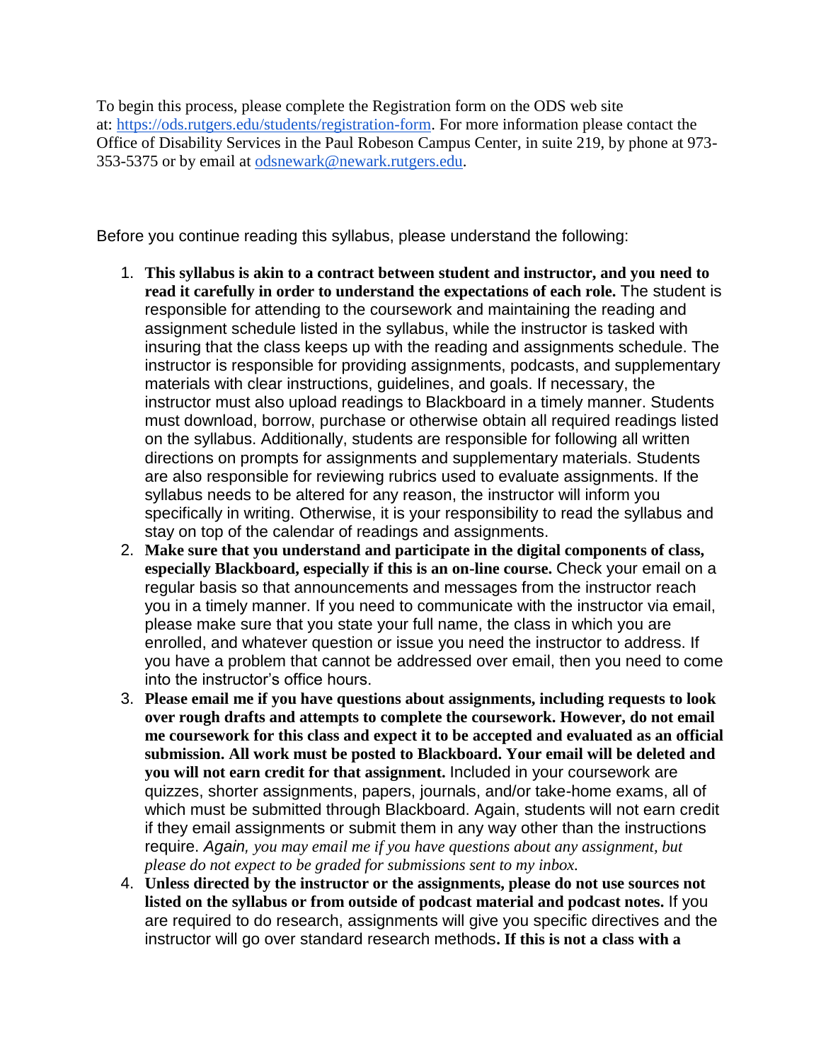To begin this process, please complete the Registration form on the ODS web site at: [https://ods.rutgers.edu/students/registration-form](https://ods.rutgers.edu/students/registration-form). For more information please contact the Office of Disability Services in the Paul Robeson Campus Center, in suite 219, by phone at 973-353-5375 or by email at [odsnewark@newark.rutgers.edu](mailto:odsnewark@newark.rutgers.edu).

Before you continue reading this syllabus, please understand the following:

1. **This syllabus is akin to a contract between student and instructor, and you need to read it carefully in order to understand the expectations of each role.** The student is responsible for attending to the coursework and maintaining the reading and assignment schedule listed in the syllabus, while the instructor is tasked with insuring that the class keeps up with the reading and assignments schedule. The instructor is responsible for providing assignments, podcasts, and supplementary materials with clear instructions, guidelines, and goals. If necessary, the instructor must also upload readings to Blackboard in a timely manner. Students must download, borrow, purchase or otherwise obtain all required readings listed on the syllabus. Additionally, students are responsible for following all written directions on prompts for assignments and supplementary materials. Students are also responsible for reviewing rubrics used to evaluate assignments. If the syllabus needs to be altered for any reason, the instructor will inform you specifically in writing. Otherwise, it is your responsibility to read the syllabus and stay on top of the calendar of readings and assignments.
2. **Make sure that you understand and participate in the digital components of class, especially Blackboard, especially if this is an on-line course.** Check your email on a regular basis so that announcements and messages from the instructor reach you in a timely manner. If you need to communicate with the instructor via email, please make sure that you state your full name, the class in which you are enrolled, and whatever question or issue you need the instructor to address. If you have a problem that cannot be addressed over email, then you need to come into the instructor's office hours.
3. **Please email me if you have questions about assignments, including requests to look over rough drafts and attempts to complete the coursework. However, do not email me coursework for this class and expect it to be accepted and evaluated as an official submission. All work must be posted to Blackboard. Your email will be deleted and you will not earn credit for that assignment.** Included in your coursework are quizzes, shorter assignments, papers, journals, and/or take-home exams, all of which must be submitted through Blackboard. Again, students will not earn credit if they email assignments or submit them in any way other than the instructions require. *Again, you may email me if you have questions about any assignment, but please do not expect to be graded for submissions sent to my inbox.*
4. **Unless directed by the instructor or the assignments, please do not use sources not listed on the syllabus or from outside of podcast material and podcast notes.** If you are required to do research, assignments will give you specific directives and the instructor will go over standard research methods**. If this is not a class with a**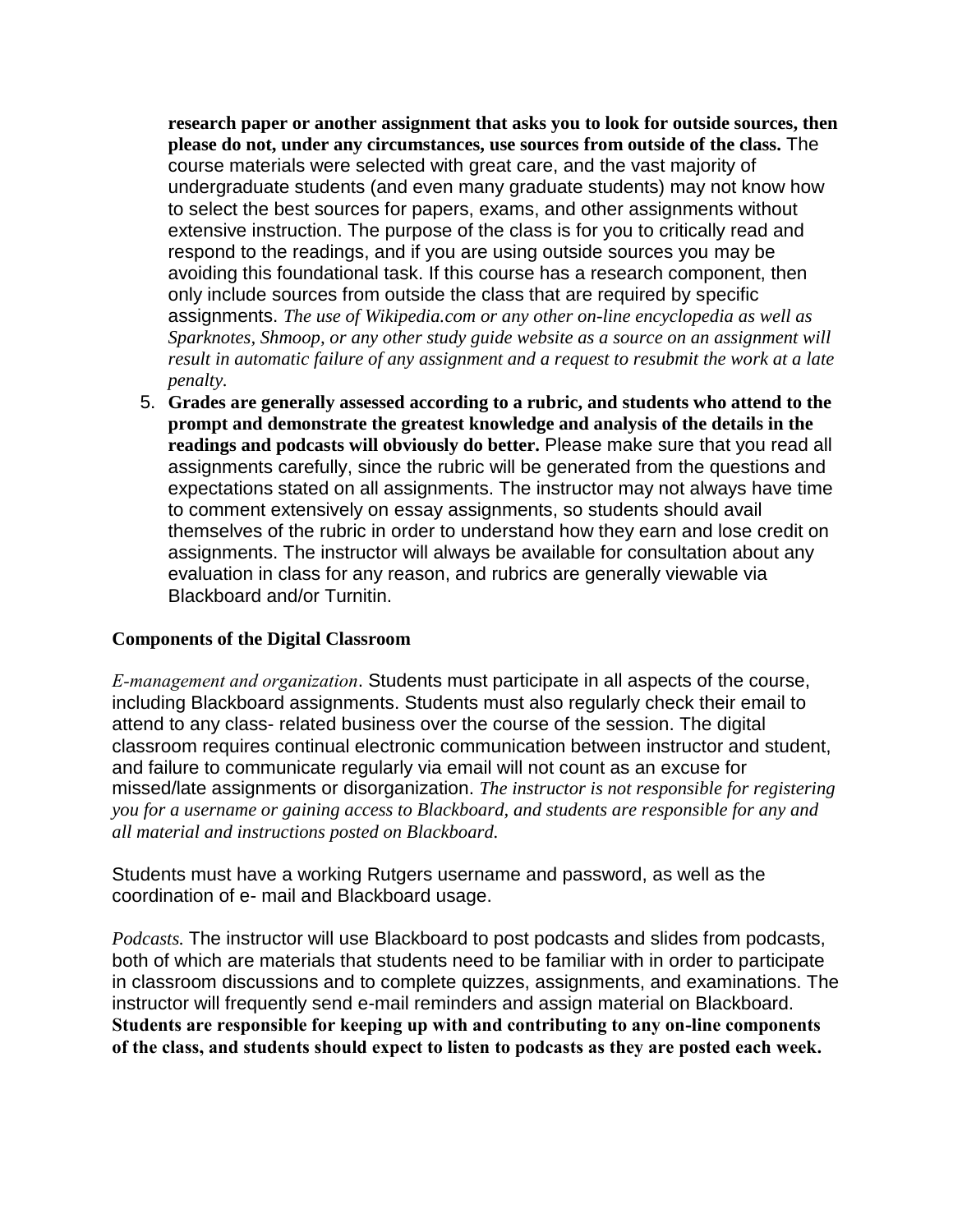**research paper or another assignment that asks you to look for outside sources, then please do not, under any circumstances, use sources from outside of the class.** The course materials were selected with great care, and the vast majority of undergraduate students (and even many graduate students) may not know how to select the best sources for papers, exams, and other assignments without extensive instruction. The purpose of the class is for you to critically read and respond to the readings, and if you are using outside sources you may be avoiding this foundational task. If this course has a research component, then only include sources from outside the class that are required by specific assignments. *The use of Wikipedia.com or any other on-line encyclopedia as well as Sparknotes, Shmoop, or any other study guide website as a source on an assignment will result in automatic failure of any assignment and a request to resubmit the work at a late penalty.*

5. **Grades are generally assessed according to a rubric, and students who attend to the prompt and demonstrate the greatest knowledge and analysis of the details in the readings and podcasts will obviously do better.** Please make sure that you read all assignments carefully, since the rubric will be generated from the questions and expectations stated on all assignments. The instructor may not always have time to comment extensively on essay assignments, so students should avail themselves of the rubric in order to understand how they earn and lose credit on assignments. The instructor will always be available for consultation about any evaluation in class for any reason, and rubrics are generally viewable via Blackboard and/or Turnitin.

**Components of the Digital Classroom**

*E-management and organization*. Students must participate in all aspects of the course, including Blackboard assignments. Students must also regularly check their email to attend to any class- related business over the course of the session. The digital classroom requires continual electronic communication between instructor and student, and failure to communicate regularly via email will not count as an excuse for missed/late assignments or disorganization. *The instructor is not responsible for registering you for a username or gaining access to Blackboard, and students are responsible for any and all material and instructions posted on Blackboard.*

Students must have a working Rutgers username and password, as well as the coordination of e- mail and Blackboard usage.

*Podcasts.* The instructor will use Blackboard to post podcasts and slides from podcasts, both of which are materials that students need to be familiar with in order to participate in classroom discussions and to complete quizzes, assignments, and examinations. The instructor will frequently send e-mail reminders and assign material on Blackboard. **Students are responsible for keeping up with and contributing to any on-line components of the class, and students should expect to listen to podcasts as they are posted each week.**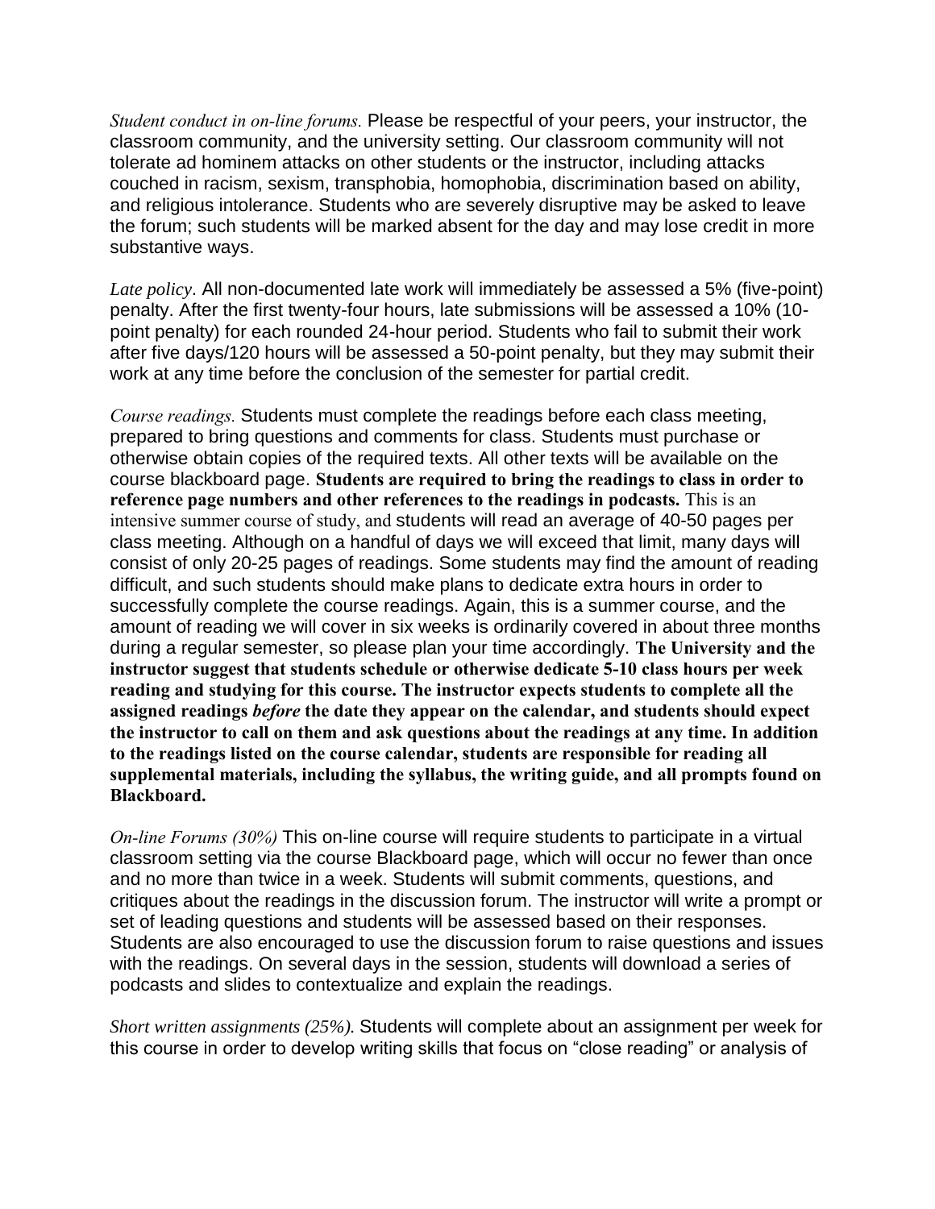*Student conduct in on-line forums.* Please be respectful of your peers, your instructor, the classroom community, and the university setting. Our classroom community will not tolerate ad hominem attacks on other students or the instructor, including attacks couched in racism, sexism, transphobia, homophobia, discrimination based on ability, and religious intolerance. Students who are severely disruptive may be asked to leave the forum; such students will be marked absent for the day and may lose credit in more substantive ways.

*Late policy*. All non-documented late work will immediately be assessed a 5% (five-point) penalty. After the first twenty-four hours, late submissions will be assessed a 10% (10-point penalty) for each rounded 24-hour period. Students who fail to submit their work after five days/120 hours will be assessed a 50-point penalty, but they may submit their work at any time before the conclusion of the semester for partial credit.

*Course readings.* Students must complete the readings before each class meeting, prepared to bring questions and comments for class. Students must purchase or otherwise obtain copies of the required texts. All other texts will be available on the course blackboard page. **Students are required to bring the readings to class in order to reference page numbers and other references to the readings in podcasts.** This is an intensive summer course of study, and students will read an average of 40-50 pages per class meeting. Although on a handful of days we will exceed that limit, many days will consist of only 20-25 pages of readings. Some students may find the amount of reading difficult, and such students should make plans to dedicate extra hours in order to successfully complete the course readings. Again, this is a summer course, and the amount of reading we will cover in six weeks is ordinarily covered in about three months during a regular semester, so please plan your time accordingly. **The University and the instructor suggest that students schedule or otherwise dedicate 5-10 class hours per week reading and studying for this course. The instructor expects students to complete all the assigned readings *before* the date they appear on the calendar, and students should expect the instructor to call on them and ask questions about the readings at any time. In addition to the readings listed on the course calendar, students are responsible for reading all supplemental materials, including the syllabus, the writing guide, and all prompts found on Blackboard.**

*On-line Forums (30%)* This on-line course will require students to participate in a virtual classroom setting via the course Blackboard page, which will occur no fewer than once and no more than twice in a week. Students will submit comments, questions, and critiques about the readings in the discussion forum. The instructor will write a prompt or set of leading questions and students will be assessed based on their responses. Students are also encouraged to use the discussion forum to raise questions and issues with the readings. On several days in the session, students will download a series of podcasts and slides to contextualize and explain the readings.

*Short written assignments (25%).* Students will complete about an assignment per week for this course in order to develop writing skills that focus on "close reading" or analysis of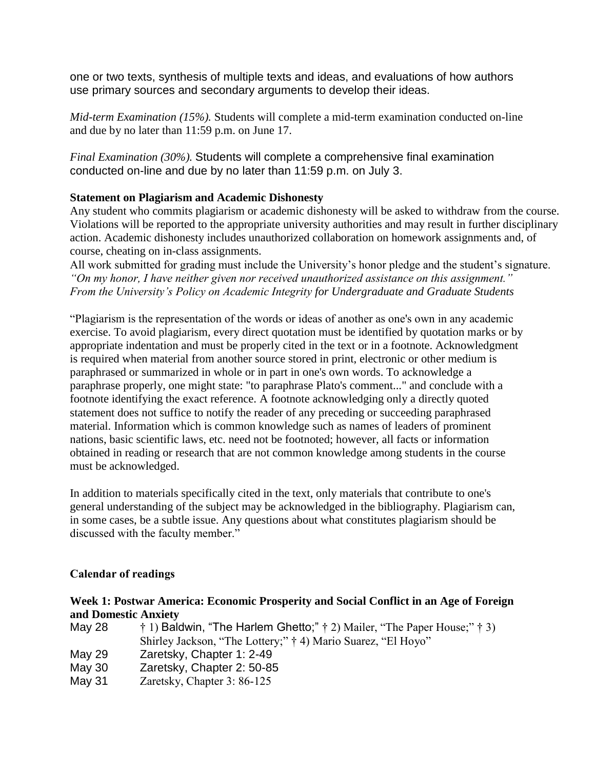one or two texts, synthesis of multiple texts and ideas, and evaluations of how authors use primary sources and secondary arguments to develop their ideas.

*Mid-term Examination (15%).* Students will complete a mid-term examination conducted on-line and due by no later than 11:59 p.m. on June 17.

*Final Examination (30%).* Students will complete a comprehensive final examination conducted on-line and due by no later than 11:59 p.m. on July 3.

**Statement on Plagiarism and Academic Dishonesty**

Any student who commits plagiarism or academic dishonesty will be asked to withdraw from the course. Violations will be reported to the appropriate university authorities and may result in further disciplinary action. Academic dishonesty includes unauthorized collaboration on homework assignments and, of course, cheating on in-class assignments.

All work submitted for grading must include the University's honor pledge and the student's signature. *"On my honor, I have neither given nor received unauthorized assistance on this assignment."* *From the University's Policy on Academic Integrity for Undergraduate and Graduate Students*

"Plagiarism is the representation of the words or ideas of another as one's own in any academic exercise. To avoid plagiarism, every direct quotation must be identified by quotation marks or by appropriate indentation and must be properly cited in the text or in a footnote. Acknowledgment is required when material from another source stored in print, electronic or other medium is paraphrased or summarized in whole or in part in one's own words. To acknowledge a paraphrase properly, one might state: "to paraphrase Plato's comment..." and conclude with a footnote identifying the exact reference. A footnote acknowledging only a directly quoted statement does not suffice to notify the reader of any preceding or succeeding paraphrased material. Information which is common knowledge such as names of leaders of prominent nations, basic scientific laws, etc. need not be footnoted; however, all facts or information obtained in reading or research that are not common knowledge among students in the course must be acknowledged.

In addition to materials specifically cited in the text, only materials that contribute to one's general understanding of the subject may be acknowledged in the bibliography. Plagiarism can, in some cases, be a subtle issue. Any questions about what constitutes plagiarism should be discussed with the faculty member."

**Calendar of readings**

**Week 1: Postwar America: Economic Prosperity and Social Conflict in an Age of Foreign and Domestic Anxiety**

May 28 † 1) Baldwin, "The Harlem Ghetto;" † 2) Mailer, "The Paper House;" † 3) Shirley Jackson, "The Lottery;" † 4) Mario Suarez, "El Hoyo"

May 29 Zaretsky, Chapter 1: 2-49

May 30 Zaretsky, Chapter 2: 50-85

May 31 Zaretsky, Chapter 3: 86-125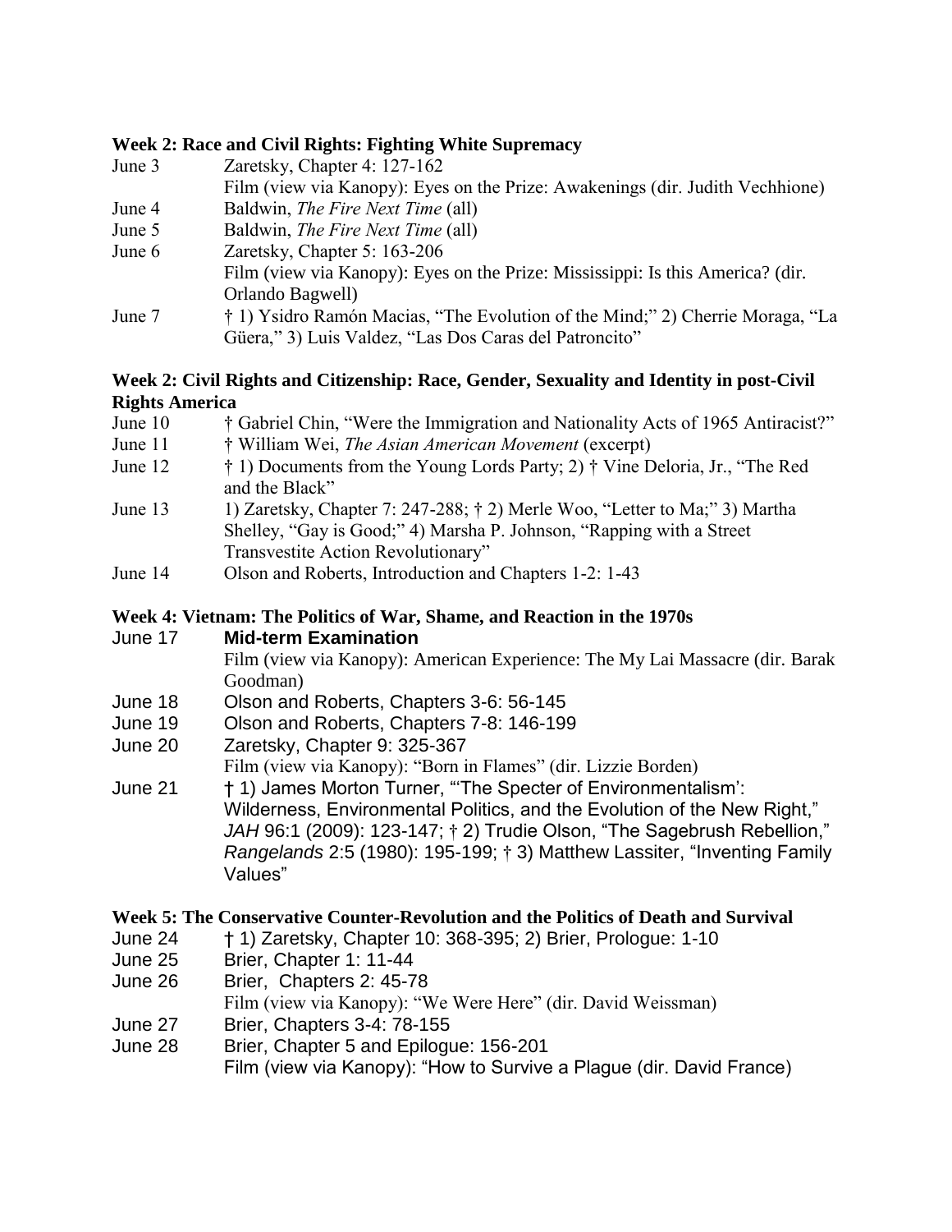**Week 2: Race and Civil Rights: Fighting White Supremacy**

June 3 Zaretsky, Chapter 4: 127-162
Film (view via Kanopy): Eyes on the Prize: Awakenings (dir. Judith Vechhione)

June 4 Baldwin, *The Fire Next Time* (all)

June 5 Baldwin, *The Fire Next Time* (all)

June 6 Zaretsky, Chapter 5: 163-206
Film (view via Kanopy): Eyes on the Prize: Mississippi: Is this America? (dir. Orlando Bagwell)

June 7 † 1) Ysidro Ramón Macias, "The Evolution of the Mind;" 2) Cherrie Moraga, "La Güera," 3) Luis Valdez, "Las Dos Caras del Patroncito"

**Week 2: Civil Rights and Citizenship: Race, Gender, Sexuality and Identity in post-Civil Rights America**

June 10 † Gabriel Chin, "Were the Immigration and Nationality Acts of 1965 Antiracist?"

June 11 † William Wei, *The Asian American Movement* (excerpt)

June 12 † 1) Documents from the Young Lords Party; 2) † Vine Deloria, Jr., "The Red and the Black"

June 13 1) Zaretsky, Chapter 7: 247-288; † 2) Merle Woo, "Letter to Ma;" 3) Martha Shelley, "Gay is Good;" 4) Marsha P. Johnson, "Rapping with a Street Transvestite Action Revolutionary"

June 14 Olson and Roberts, Introduction and Chapters 1-2: 1-43

**Week 4: Vietnam: The Politics of War, Shame, and Reaction in the 1970s**

June 17 **Mid-term Examination**
Film (view via Kanopy): American Experience: The My Lai Massacre (dir. Barak Goodman)

June 18 Olson and Roberts, Chapters 3-6: 56-145

June 19 Olson and Roberts, Chapters 7-8: 146-199

June 20 Zaretsky, Chapter 9: 325-367
Film (view via Kanopy): "Born in Flames" (dir. Lizzie Borden)

June 21 † 1) James Morton Turner, "'The Specter of Environmentalism': Wilderness, Environmental Politics, and the Evolution of the New Right," *JAH* 96:1 (2009): 123-147; † 2) Trudie Olson, "The Sagebrush Rebellion," *Rangelands* 2:5 (1980): 195-199; † 3) Matthew Lassiter, "Inventing Family Values"

**Week 5: The Conservative Counter-Revolution and the Politics of Death and Survival**

June 24 † 1) Zaretsky, Chapter 10: 368-395; 2) Brier, Prologue: 1-10

June 25 Brier, Chapter 1: 11-44

June 26 Brier, Chapters 2: 45-78
Film (view via Kanopy): "We Were Here" (dir. David Weissman)

June 27 Brier, Chapters 3-4: 78-155

June 28 Brier, Chapter 5 and Epilogue: 156-201
Film (view via Kanopy): "How to Survive a Plague (dir. David France)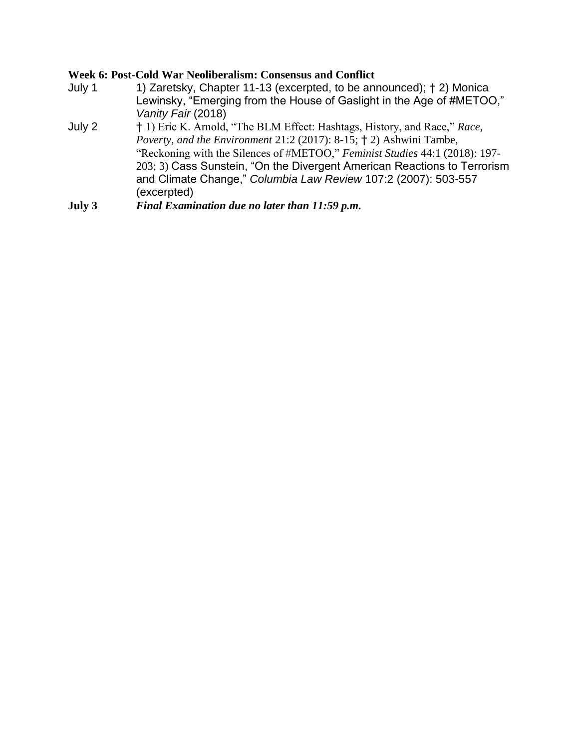**Week 6: Post-Cold War Neoliberalism: Consensus and Conflict**

| | |
|---|---|
| July 1 | 1) Zaretsky, Chapter 11-13 (excerpted, to be announced); † 2) Monica Lewinsky, “Emerging from the House of Gaslight in the Age of #METOO,” *Vanity Fair* (2018) |
| July 2 | † 1) Eric K. Arnold, “The BLM Effect: Hashtags, History, and Race,” *Race, Poverty, and the Environment* 21:2 (2017): 8-15; † 2) Ashwini Tambe, “Reckoning with the Silences of #METOO,” *Feminist Studies* 44:1 (2018): 197-203; 3) Cass Sunstein, “On the Divergent American Reactions to Terrorism and Climate Change,” *Columbia Law Review* 107:2 (2007): 503-557 (excerpted) |
| **July 3** | ***Final Examination due no later than 11:59 p.m.*** |